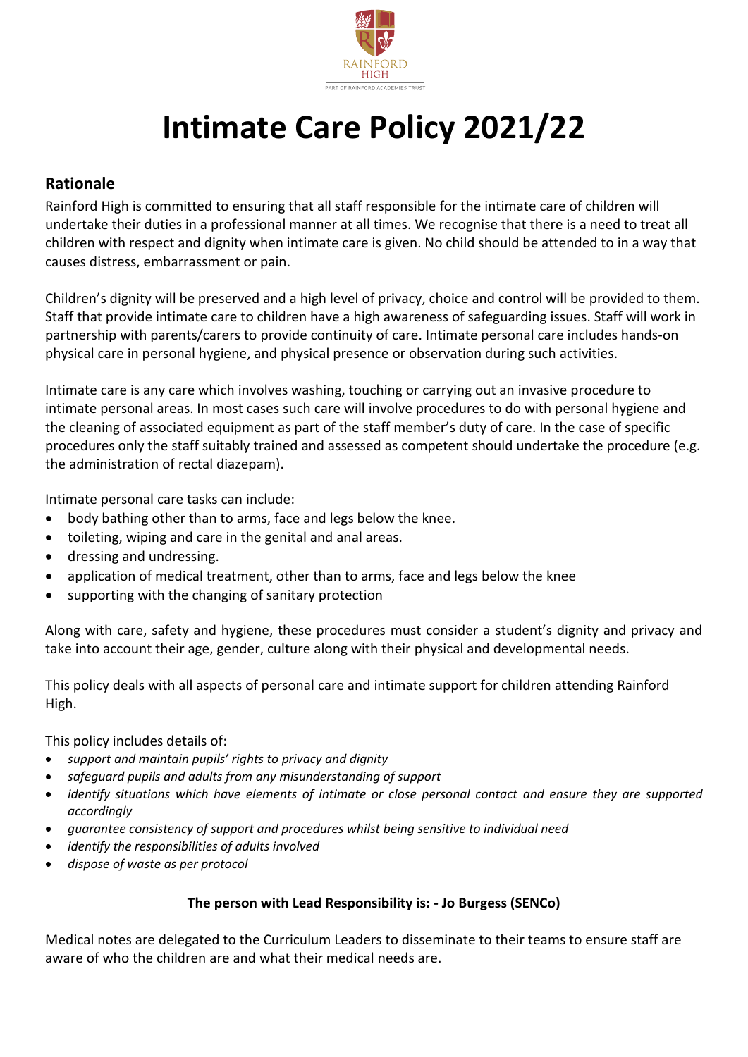# Intimate Care Policy 2021/22

## Rationale

Rainford High is committed to ensuring that all staff responsible for the intimate care of children will undertake their duties in a professional manner at all times. We recognise that there is a need to treat all children with respect and dignity when intimate care is given. No child should be attended to in a way that causes distress, embarrassment or pain.

Children's dignity will be preserved and a high level of privacy, choice and control will be provided to them. Staff that provide intimate care to children have a high awareness of safeguarding issues. Staff will work in partnership with parents/carers to provide continuity of care. Intimate personal care includes hands-on physical care in personal hygiene, and physical presence or observation during such activities.

Intimate care is any care which involves washing, touching or carrying out an invasive procedure to intimate personal areas. In most cases such care will involve procedures to do with personal hygiene and the cleaning of associated equipment as part of the staff member's duty of care. In the case of specific procedures only the staff suitably trained and assessed as competent should undertake the procedure (e.g. the administration of rectal diazepam).

Intimate personal care tasks can include:

- body bathing other than to arms, face and legs below the knee.
- toileting, wiping and care in the genital and anal areas.
- dressing and undressing.
- application of medical treatment, other than to arms, face and legs below the knee
- supporting with the changing of sanitary protection

Along with care, safety and hygiene, these procedures must consider a student's dignity and privacy and take into account their age, gender, culture along with their physical and developmental needs.

This policy deals with all aspects of personal care and intimate support for children attending Rainford High.

This policy includes details of:

- *support and maintain pupils' rights to privacy and dignity*
- *safeguard pupils and adults from any misunderstanding of support*
- *identify situations which have elements of intimate or close personal contact and ensure they are supported accordingly*
- *guarantee consistency of support and procedures whilst being sensitive to individual need*
- *identify the responsibilities of adults involved*
- *dispose of waste as per protocol*

**The person with Lead Responsibility is: - Jo Burgess (SENCo)**

Medical notes are delegated to the Curriculum Leaders to disseminate to their teams to ensure staff are aware of who the children are and what their medical needs are.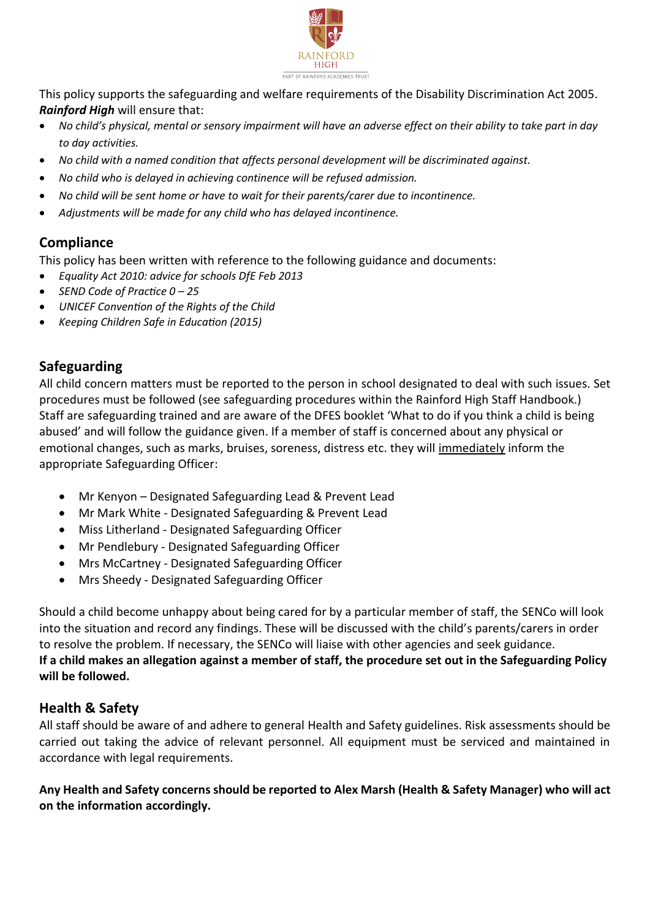This policy supports the safeguarding and welfare requirements of the Disability Discrimination Act 2005. ***Rainford High*** will ensure that:

- *No child's physical, mental or sensory impairment will have an adverse effect on their ability to take part in day to day activities.*
- *No child with a named condition that affects personal development will be discriminated against.*
- *No child who is delayed in achieving continence will be refused admission.*
- *No child will be sent home or have to wait for their parents/carer due to incontinence.*
- *Adjustments will be made for any child who has delayed incontinence.*

## Compliance

This policy has been written with reference to the following guidance and documents:

- *Equality Act 2010: advice for schools DfE Feb 2013*
- *SEND Code of Practice 0 – 25*
- *UNICEF Convention of the Rights of the Child*
- *Keeping Children Safe in Education (2015)*

## Safeguarding

All child concern matters must be reported to the person in school designated to deal with such issues. Set procedures must be followed (see safeguarding procedures within the Rainford High Staff Handbook.) Staff are safeguarding trained and are aware of the DFES booklet 'What to do if you think a child is being abused' and will follow the guidance given. If a member of staff is concerned about any physical or emotional changes, such as marks, bruises, soreness, distress etc. they will immediately inform the appropriate Safeguarding Officer:

- Mr Kenyon – Designated Safeguarding Lead & Prevent Lead
- Mr Mark White - Designated Safeguarding & Prevent Lead
- Miss Litherland - Designated Safeguarding Officer
- Mr Pendlebury - Designated Safeguarding Officer
- Mrs McCartney - Designated Safeguarding Officer
- Mrs Sheedy - Designated Safeguarding Officer

Should a child become unhappy about being cared for by a particular member of staff, the SENCo will look into the situation and record any findings. These will be discussed with the child's parents/carers in order to resolve the problem. If necessary, the SENCo will liaise with other agencies and seek guidance.
**If a child makes an allegation against a member of staff, the procedure set out in the Safeguarding Policy will be followed.**

## Health & Safety

All staff should be aware of and adhere to general Health and Safety guidelines. Risk assessments should be carried out taking the advice of relevant personnel. All equipment must be serviced and maintained in accordance with legal requirements.

**Any Health and Safety concerns should be reported to Alex Marsh (Health & Safety Manager) who will act on the information accordingly.**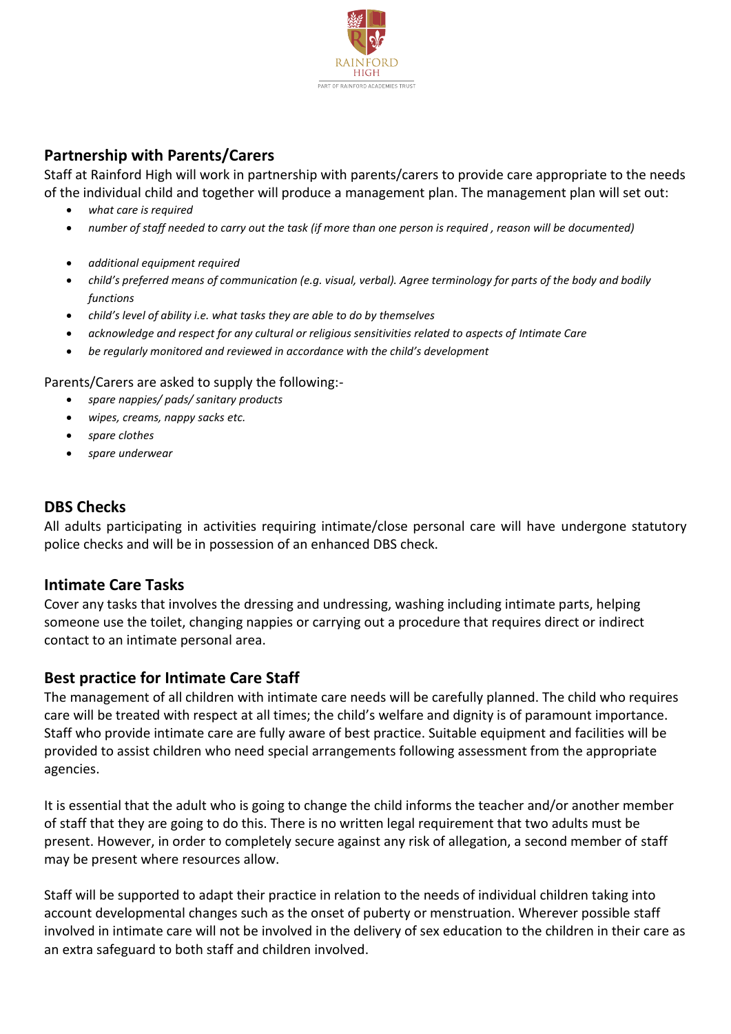## Partnership with Parents/Carers

Staff at Rainford High will work in partnership with parents/carers to provide care appropriate to the needs of the individual child and together will produce a management plan. The management plan will set out:

- *what care is required*
- *number of staff needed to carry out the task (if more than one person is required , reason will be documented)*
- *additional equipment required*
- *child's preferred means of communication (e.g. visual, verbal). Agree terminology for parts of the body and bodily functions*
- *child's level of ability i.e. what tasks they are able to do by themselves*
- *acknowledge and respect for any cultural or religious sensitivities related to aspects of Intimate Care*
- *be regularly monitored and reviewed in accordance with the child's development*

Parents/Carers are asked to supply the following:-

- *spare nappies/ pads/ sanitary products*
- *wipes, creams, nappy sacks etc.*
- *spare clothes*
- *spare underwear*

## DBS Checks

All adults participating in activities requiring intimate/close personal care will have undergone statutory police checks and will be in possession of an enhanced DBS check.

## Intimate Care Tasks

Cover any tasks that involves the dressing and undressing, washing including intimate parts, helping someone use the toilet, changing nappies or carrying out a procedure that requires direct or indirect contact to an intimate personal area.

## Best practice for Intimate Care Staff

The management of all children with intimate care needs will be carefully planned. The child who requires care will be treated with respect at all times; the child's welfare and dignity is of paramount importance. Staff who provide intimate care are fully aware of best practice. Suitable equipment and facilities will be provided to assist children who need special arrangements following assessment from the appropriate agencies.

It is essential that the adult who is going to change the child informs the teacher and/or another member of staff that they are going to do this. There is no written legal requirement that two adults must be present. However, in order to completely secure against any risk of allegation, a second member of staff may be present where resources allow.

Staff will be supported to adapt their practice in relation to the needs of individual children taking into account developmental changes such as the onset of puberty or menstruation. Wherever possible staff involved in intimate care will not be involved in the delivery of sex education to the children in their care as an extra safeguard to both staff and children involved.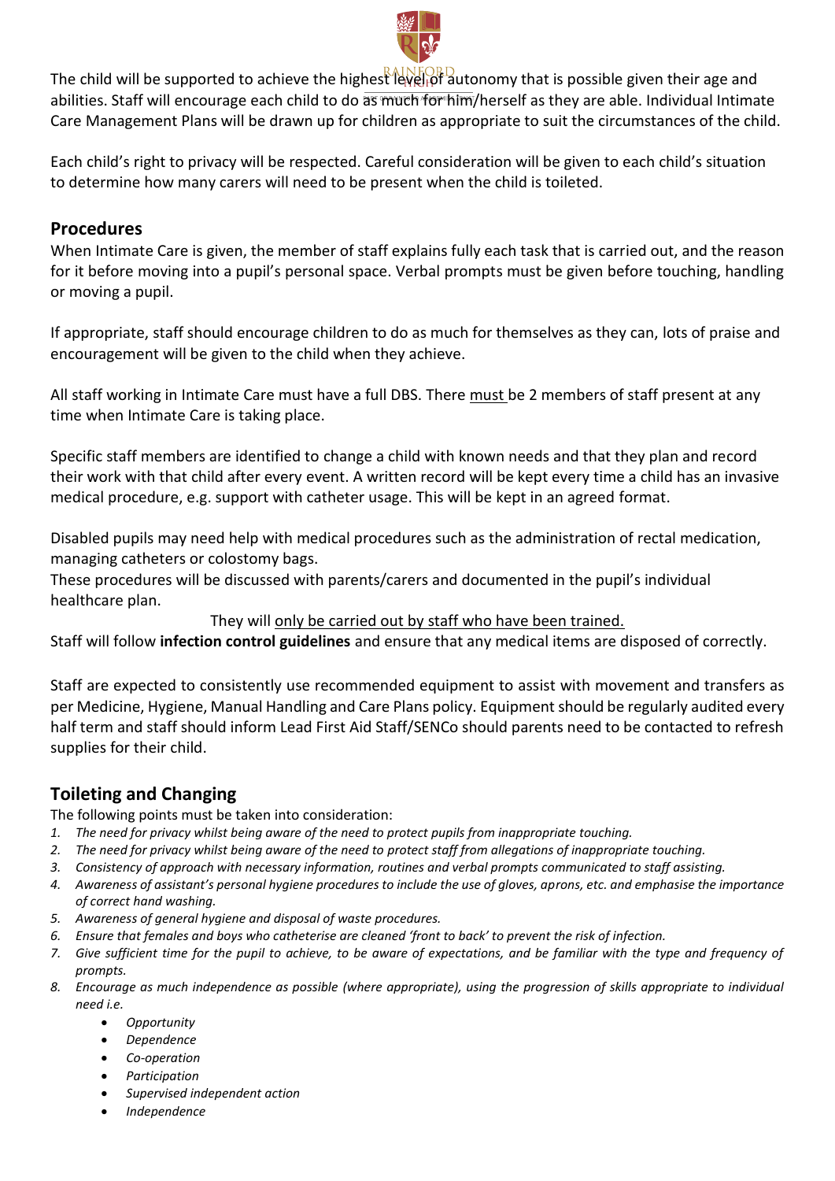The child will be supported to achieve the highest level of autonomy that is possible given their age and abilities. Staff will encourage each child to do as much for him/herself as they are able. Individual Intimate Care Management Plans will be drawn up for children as appropriate to suit the circumstances of the child.

Each child's right to privacy will be respected. Careful consideration will be given to each child's situation to determine how many carers will need to be present when the child is toileted.

## Procedures

When Intimate Care is given, the member of staff explains fully each task that is carried out, and the reason for it before moving into a pupil's personal space. Verbal prompts must be given before touching, handling or moving a pupil.

If appropriate, staff should encourage children to do as much for themselves as they can, lots of praise and encouragement will be given to the child when they achieve.

All staff working in Intimate Care must have a full DBS. There <u>must</u> be 2 members of staff present at any time when Intimate Care is taking place.

Specific staff members are identified to change a child with known needs and that they plan and record their work with that child after every event. A written record will be kept every time a child has an invasive medical procedure, e.g. support with catheter usage. This will be kept in an agreed format.

Disabled pupils may need help with medical procedures such as the administration of rectal medication, managing catheters or colostomy bags.
These procedures will be discussed with parents/carers and documented in the pupil's individual healthcare plan.

They will <u>only be carried out by staff who have been trained.</u>

Staff will follow **infection control guidelines** and ensure that any medical items are disposed of correctly.

Staff are expected to consistently use recommended equipment to assist with movement and transfers as per Medicine, Hygiene, Manual Handling and Care Plans policy. Equipment should be regularly audited every half term and staff should inform Lead First Aid Staff/SENCo should parents need to be contacted to refresh supplies for their child.

## Toileting and Changing

The following points must be taken into consideration:

1. *The need for privacy whilst being aware of the need to protect pupils from inappropriate touching.*
2. *The need for privacy whilst being aware of the need to protect staff from allegations of inappropriate touching.*
3. *Consistency of approach with necessary information, routines and verbal prompts communicated to staff assisting.*
4. *Awareness of assistant's personal hygiene procedures to include the use of gloves, aprons, etc. and emphasise the importance of correct hand washing.*
5. *Awareness of general hygiene and disposal of waste procedures.*
6. *Ensure that females and boys who catheterise are cleaned 'front to back' to prevent the risk of infection.*
7. *Give sufficient time for the pupil to achieve, to be aware of expectations, and be familiar with the type and frequency of prompts.*
8. *Encourage as much independence as possible (where appropriate), using the progression of skills appropriate to individual need i.e.*
    - *Opportunity*
    - *Dependence*
    - *Co-operation*
    - *Participation*
    - *Supervised independent action*
    - *Independence*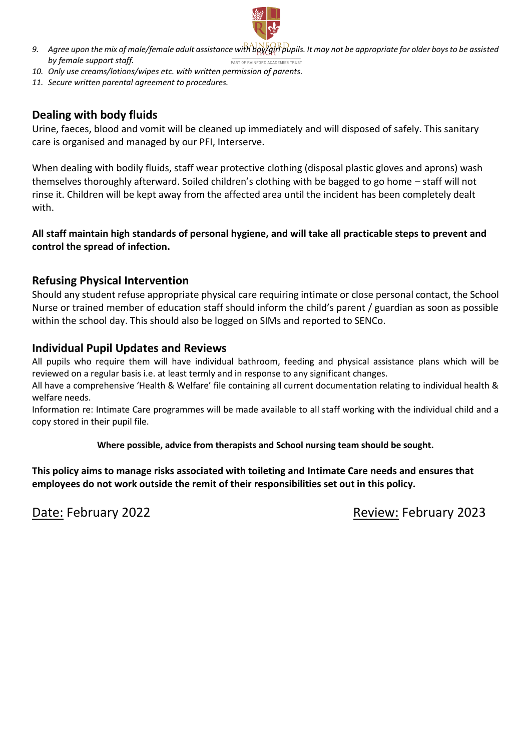9. *Agree upon the mix of male/female adult assistance with boy/girl pupils. It may not be appropriate for older boys to be assisted by female support staff.*
10. *Only use creams/lotions/wipes etc. with written permission of parents.*
11. *Secure written parental agreement to procedures.*

## Dealing with body fluids

Urine, faeces, blood and vomit will be cleaned up immediately and will disposed of safely. This sanitary care is organised and managed by our PFI, Interserve.

When dealing with bodily fluids, staff wear protective clothing (disposal plastic gloves and aprons) wash themselves thoroughly afterward. Soiled children's clothing with be bagged to go home – staff will not rinse it. Children will be kept away from the affected area until the incident has been completely dealt with.

**All staff maintain high standards of personal hygiene, and will take all practicable steps to prevent and control the spread of infection.**

## Refusing Physical Intervention

Should any student refuse appropriate physical care requiring intimate or close personal contact, the School Nurse or trained member of education staff should inform the child's parent / guardian as soon as possible within the school day. This should also be logged on SIMs and reported to SENCo.

## Individual Pupil Updates and Reviews

All pupils who require them will have individual bathroom, feeding and physical assistance plans which will be reviewed on a regular basis i.e. at least termly and in response to any significant changes.

All have a comprehensive 'Health & Welfare' file containing all current documentation relating to individual health & welfare needs.

Information re: Intimate Care programmes will be made available to all staff working with the individual child and a copy stored in their pupil file.

**Where possible, advice from therapists and School nursing team should be sought.**

**This policy aims to manage risks associated with toileting and Intimate Care needs and ensures that employees do not work outside the remit of their responsibilities set out in this policy.**

Date: February 2022 Review: February 2023